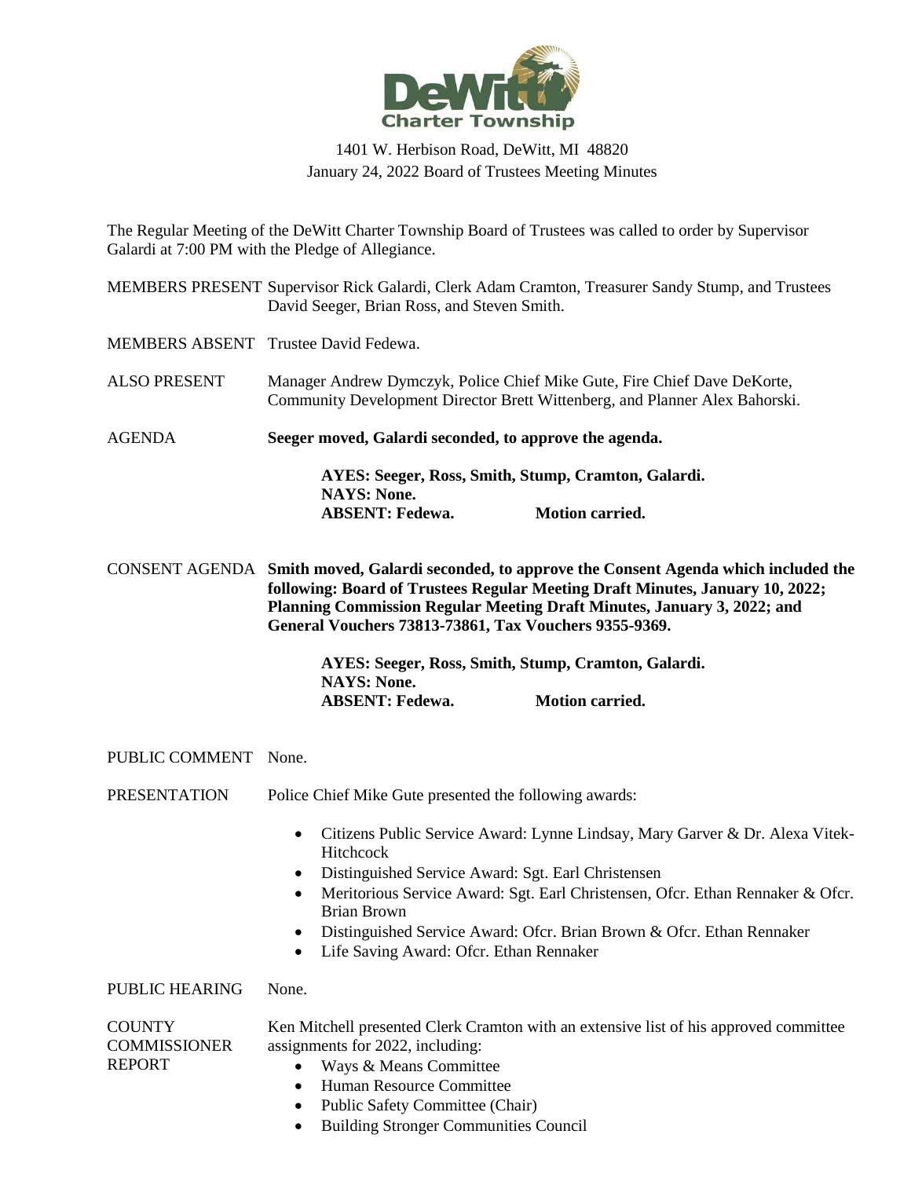DeWitt Charter Township

1401 W. Herbison Road, DeWitt, MI 48820
January 24, 2022 Board of Trustees Meeting Minutes

The Regular Meeting of the DeWitt Charter Township Board of Trustees was called to order by Supervisor Galardi at 7:00 PM with the Pledge of Allegiance.

MEMBERS PRESENT Supervisor Rick Galardi, Clerk Adam Cramton, Treasurer Sandy Stump, and Trustees David Seeger, Brian Ross, and Steven Smith.

MEMBERS ABSENT Trustee David Fedewa.

ALSO PRESENT Manager Andrew Dymczyk, Police Chief Mike Gute, Fire Chief Dave DeKorte, Community Development Director Brett Wittenberg, and Planner Alex Bahorski.

AGENDA **Seeger moved, Galardi seconded, to approve the agenda.**

**AYES: Seeger, Ross, Smith, Stump, Cramton, Galardi.**
**NAYS: None.**
**ABSENT: Fedewa. Motion carried.**

CONSENT AGENDA **Smith moved, Galardi seconded, to approve the Consent Agenda which included the following: Board of Trustees Regular Meeting Draft Minutes, January 10, 2022; Planning Commission Regular Meeting Draft Minutes, January 3, 2022; and General Vouchers 73813-73861, Tax Vouchers 9355-9369.**

**AYES: Seeger, Ross, Smith, Stump, Cramton, Galardi.**
**NAYS: None.**
**ABSENT: Fedewa. Motion carried.**

PUBLIC COMMENT None.

PRESENTATION Police Chief Mike Gute presented the following awards:

- Citizens Public Service Award: Lynne Lindsay, Mary Garver & Dr. Alexa Vitek-Hitchcock
- Distinguished Service Award: Sgt. Earl Christensen
- Meritorious Service Award: Sgt. Earl Christensen, Ofcr. Ethan Rennaker & Ofcr. Brian Brown
- Distinguished Service Award: Ofcr. Brian Brown & Ofcr. Ethan Rennaker
- Life Saving Award: Ofcr. Ethan Rennaker

PUBLIC HEARING None.

COUNTY COMMISSIONER REPORT Ken Mitchell presented Clerk Cramton with an extensive list of his approved committee assignments for 2022, including:

- Ways & Means Committee
- Human Resource Committee
- Public Safety Committee (Chair)
- Building Stronger Communities Council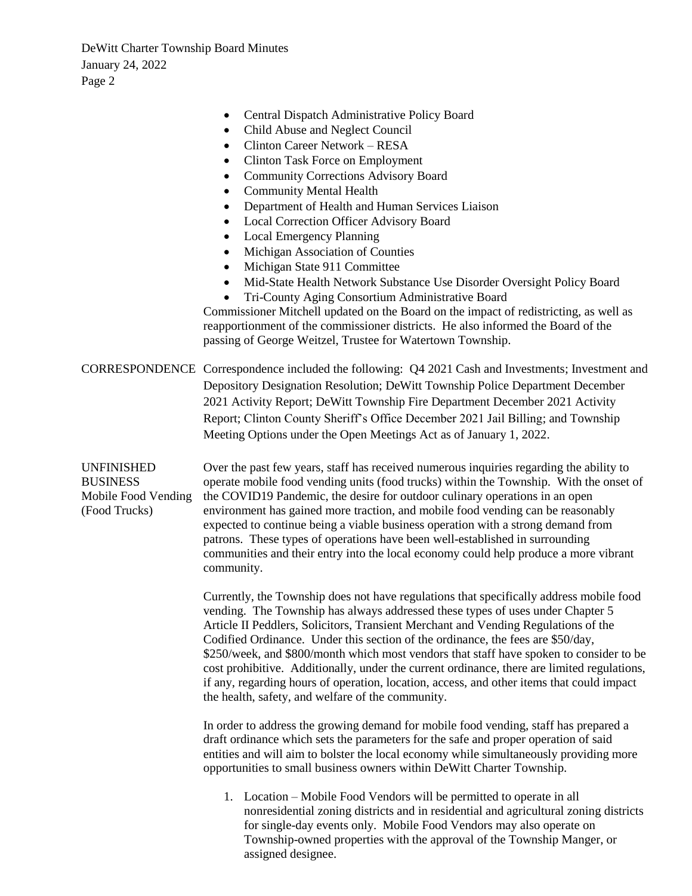- Central Dispatch Administrative Policy Board
- Child Abuse and Neglect Council
- Clinton Career Network – RESA
- Clinton Task Force on Employment
- Community Corrections Advisory Board
- Community Mental Health
- Department of Health and Human Services Liaison
- Local Correction Officer Advisory Board
- Local Emergency Planning
- Michigan Association of Counties
- Michigan State 911 Committee
- Mid-State Health Network Substance Use Disorder Oversight Policy Board
- Tri-County Aging Consortium Administrative Board

Commissioner Mitchell updated on the Board on the impact of redistricting, as well as reapportionment of the commissioner districts. He also informed the Board of the passing of George Weitzel, Trustee for Watertown Township.

**CORRESPONDENCE**

Correspondence included the following: Q4 2021 Cash and Investments; Investment and Depository Designation Resolution; DeWitt Township Police Department December 2021 Activity Report; DeWitt Township Fire Department December 2021 Activity Report; Clinton County Sheriff's Office December 2021 Jail Billing; and Township Meeting Options under the Open Meetings Act as of January 1, 2022.

**UNFINISHED BUSINESS**

**Mobile Food Vending (Food Trucks)**

Over the past few years, staff has received numerous inquiries regarding the ability to operate mobile food vending units (food trucks) within the Township. With the onset of the COVID19 Pandemic, the desire for outdoor culinary operations in an open environment has gained more traction, and mobile food vending can be reasonably expected to continue being a viable business operation with a strong demand from patrons. These types of operations have been well-established in surrounding communities and their entry into the local economy could help produce a more vibrant community.

Currently, the Township does not have regulations that specifically address mobile food vending. The Township has always addressed these types of uses under Chapter 5 Article II Peddlers, Solicitors, Transient Merchant and Vending Regulations of the Codified Ordinance. Under this section of the ordinance, the fees are $50/day, $250/week, and $800/month which most vendors that staff have spoken to consider to be cost prohibitive. Additionally, under the current ordinance, there are limited regulations, if any, regarding hours of operation, location, access, and other items that could impact the health, safety, and welfare of the community.

In order to address the growing demand for mobile food vending, staff has prepared a draft ordinance which sets the parameters for the safe and proper operation of said entities and will aim to bolster the local economy while simultaneously providing more opportunities to small business owners within DeWitt Charter Township.

1. Location – Mobile Food Vendors will be permitted to operate in all nonresidential zoning districts and in residential and agricultural zoning districts for single-day events only. Mobile Food Vendors may also operate on Township-owned properties with the approval of the Township Manger, or assigned designee.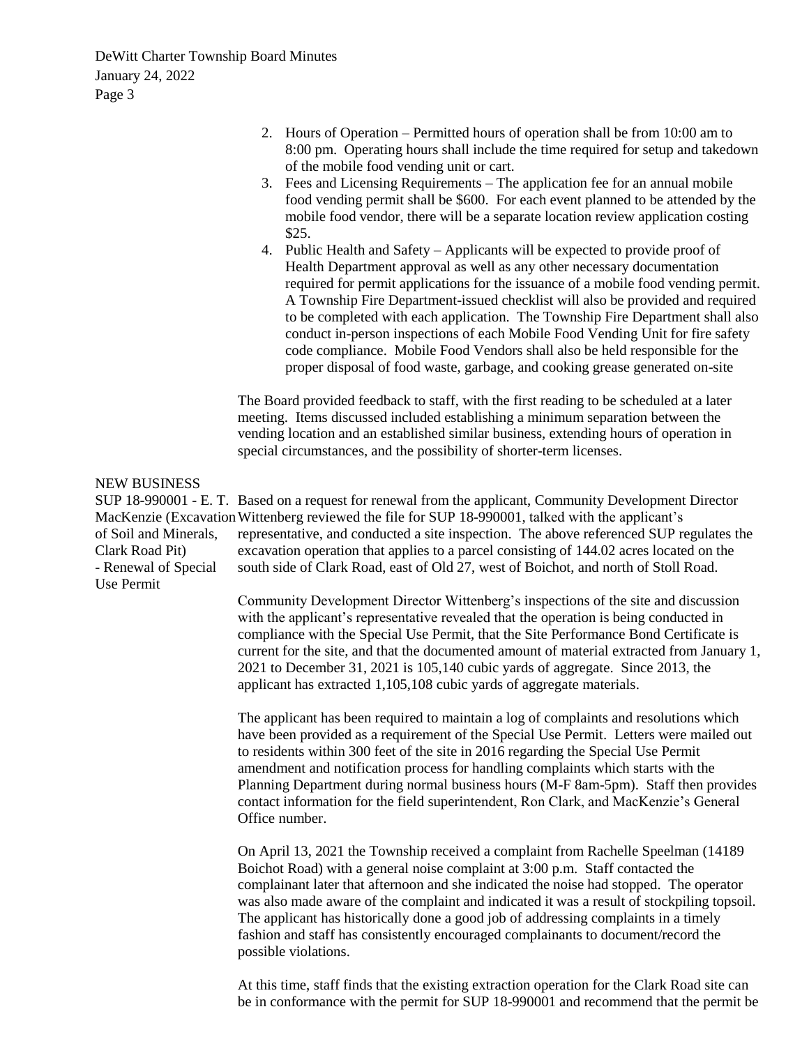2. Hours of Operation – Permitted hours of operation shall be from 10:00 am to 8:00 pm. Operating hours shall include the time required for setup and takedown of the mobile food vending unit or cart.
3. Fees and Licensing Requirements – The application fee for an annual mobile food vending permit shall be $600. For each event planned to be attended by the mobile food vendor, there will be a separate location review application costing $25.
4. Public Health and Safety – Applicants will be expected to provide proof of Health Department approval as well as any other necessary documentation required for permit applications for the issuance of a mobile food vending permit. A Township Fire Department-issued checklist will also be provided and required to be completed with each application. The Township Fire Department shall also conduct in-person inspections of each Mobile Food Vending Unit for fire safety code compliance. Mobile Food Vendors shall also be held responsible for the proper disposal of food waste, garbage, and cooking grease generated on-site

The Board provided feedback to staff, with the first reading to be scheduled at a later meeting. Items discussed included establishing a minimum separation between the vending location and an established similar business, extending hours of operation in special circumstances, and the possibility of shorter-term licenses.

## NEW BUSINESS

**SUP 18-990001 - E. T. MacKenzie (Excavation of Soil and Minerals, Clark Road Pit) - Renewal of Special Use Permit**

Based on a request for renewal from the applicant, Community Development Director Wittenberg reviewed the file for SUP 18-990001, talked with the applicant's representative, and conducted a site inspection. The above referenced SUP regulates the excavation operation that applies to a parcel consisting of 144.02 acres located on the south side of Clark Road, east of Old 27, west of Boichot, and north of Stoll Road.

Community Development Director Wittenberg's inspections of the site and discussion with the applicant's representative revealed that the operation is being conducted in compliance with the Special Use Permit, that the Site Performance Bond Certificate is current for the site, and that the documented amount of material extracted from January 1, 2021 to December 31, 2021 is 105,140 cubic yards of aggregate. Since 2013, the applicant has extracted 1,105,108 cubic yards of aggregate materials.

The applicant has been required to maintain a log of complaints and resolutions which have been provided as a requirement of the Special Use Permit. Letters were mailed out to residents within 300 feet of the site in 2016 regarding the Special Use Permit amendment and notification process for handling complaints which starts with the Planning Department during normal business hours (M-F 8am-5pm). Staff then provides contact information for the field superintendent, Ron Clark, and MacKenzie's General Office number.

On April 13, 2021 the Township received a complaint from Rachelle Speelman (14189 Boichot Road) with a general noise complaint at 3:00 p.m. Staff contacted the complainant later that afternoon and she indicated the noise had stopped. The operator was also made aware of the complaint and indicated it was a result of stockpiling topsoil. The applicant has historically done a good job of addressing complaints in a timely fashion and staff has consistently encouraged complainants to document/record the possible violations.

At this time, staff finds that the existing extraction operation for the Clark Road site can be in conformance with the permit for SUP 18-990001 and recommend that the permit be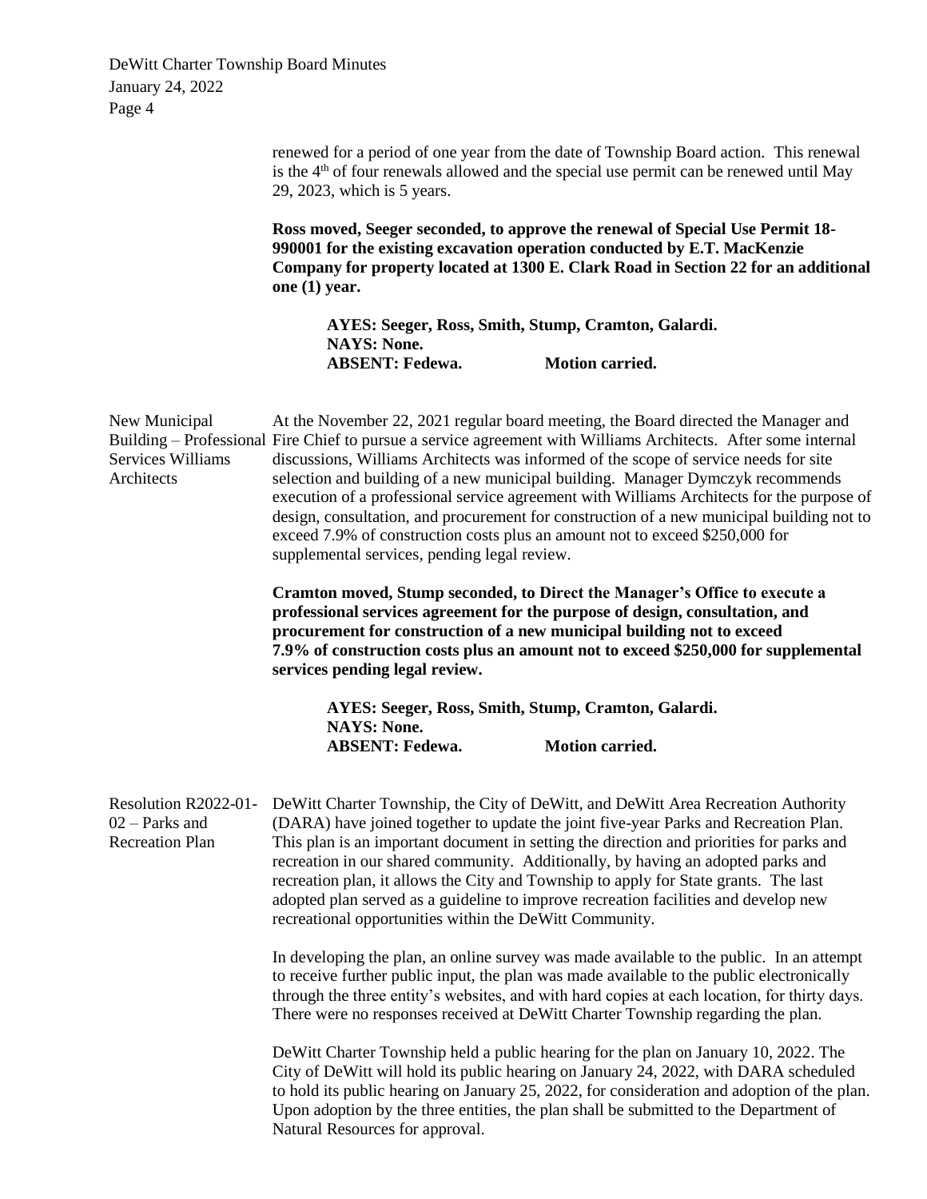renewed for a period of one year from the date of Township Board action. This renewal is the 4th of four renewals allowed and the special use permit can be renewed until May 29, 2023, which is 5 years.

**Ross moved, Seeger seconded, to approve the renewal of Special Use Permit 18-990001 for the existing excavation operation conducted by E.T. MacKenzie Company for property located at 1300 E. Clark Road in Section 22 for an additional one (1) year.**

**AYES: Seeger, Ross, Smith, Stump, Cramton, Galardi.**
**NAYS: None.**
**ABSENT: Fedewa. Motion carried.**

**New Municipal Building – Professional Services Williams Architects**

At the November 22, 2021 regular board meeting, the Board directed the Manager and Fire Chief to pursue a service agreement with Williams Architects. After some internal discussions, Williams Architects was informed of the scope of service needs for site selection and building of a new municipal building. Manager Dymczyk recommends execution of a professional service agreement with Williams Architects for the purpose of design, consultation, and procurement for construction of a new municipal building not to exceed 7.9% of construction costs plus an amount not to exceed $250,000 for supplemental services, pending legal review.

**Cramton moved, Stump seconded, to Direct the Manager's Office to execute a professional services agreement for the purpose of design, consultation, and procurement for construction of a new municipal building not to exceed 7.9% of construction costs plus an amount not to exceed $250,000 for supplemental services pending legal review.**

**AYES: Seeger, Ross, Smith, Stump, Cramton, Galardi.**
**NAYS: None.**
**ABSENT: Fedewa. Motion carried.**

**Resolution R2022-01-02 – Parks and Recreation Plan**

DeWitt Charter Township, the City of DeWitt, and DeWitt Area Recreation Authority (DARA) have joined together to update the joint five-year Parks and Recreation Plan. This plan is an important document in setting the direction and priorities for parks and recreation in our shared community. Additionally, by having an adopted parks and recreation plan, it allows the City and Township to apply for State grants. The last adopted plan served as a guideline to improve recreation facilities and develop new recreational opportunities within the DeWitt Community.

In developing the plan, an online survey was made available to the public. In an attempt to receive further public input, the plan was made available to the public electronically through the three entity's websites, and with hard copies at each location, for thirty days. There were no responses received at DeWitt Charter Township regarding the plan.

DeWitt Charter Township held a public hearing for the plan on January 10, 2022. The City of DeWitt will hold its public hearing on January 24, 2022, with DARA scheduled to hold its public hearing on January 25, 2022, for consideration and adoption of the plan. Upon adoption by the three entities, the plan shall be submitted to the Department of Natural Resources for approval.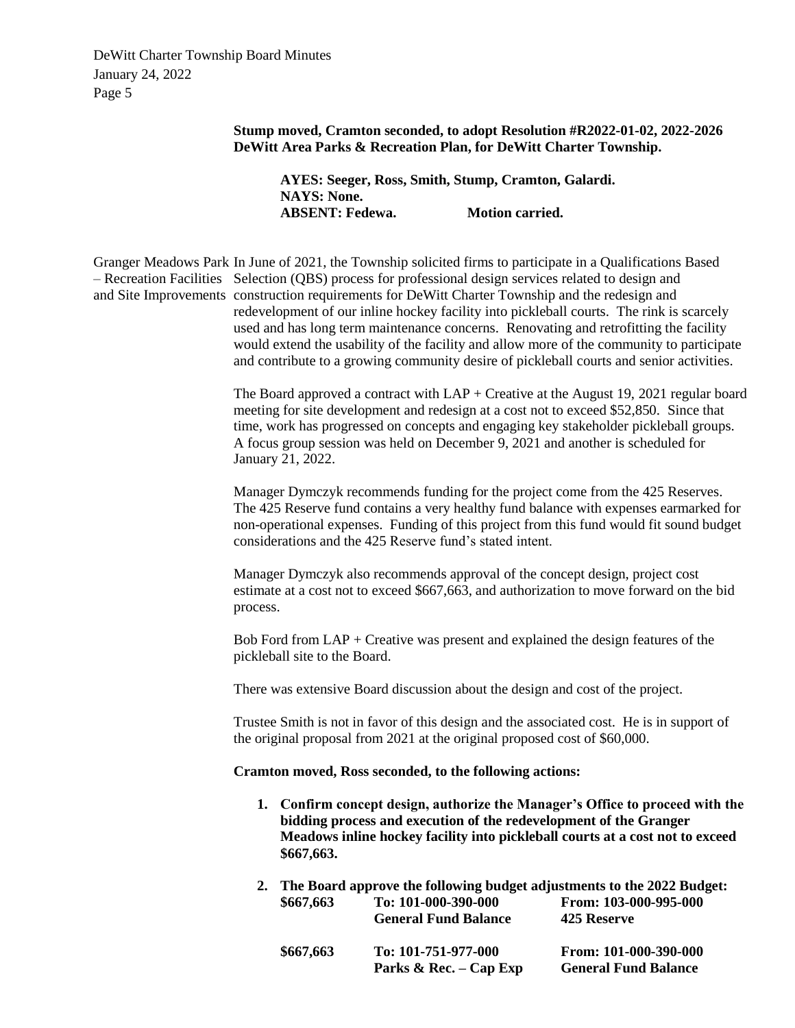**Stump moved, Cramton seconded, to adopt Resolution #R2022-01-02, 2022-2026 DeWitt Area Parks & Recreation Plan, for DeWitt Charter Township.**

**AYES: Seeger, Ross, Smith, Stump, Cramton, Galardi.**
**NAYS: None.**
**ABSENT: Fedewa. Motion carried.**

Granger Meadows Park – Recreation Facilities and Site Improvements

In June of 2021, the Township solicited firms to participate in a Qualifications Based Selection (QBS) process for professional design services related to design and construction requirements for DeWitt Charter Township and the redesign and redevelopment of our inline hockey facility into pickleball courts. The rink is scarcely used and has long term maintenance concerns. Renovating and retrofitting the facility would extend the usability of the facility and allow more of the community to participate and contribute to a growing community desire of pickleball courts and senior activities.

The Board approved a contract with LAP + Creative at the August 19, 2021 regular board meeting for site development and redesign at a cost not to exceed $52,850. Since that time, work has progressed on concepts and engaging key stakeholder pickleball groups. A focus group session was held on December 9, 2021 and another is scheduled for January 21, 2022.

Manager Dymczyk recommends funding for the project come from the 425 Reserves. The 425 Reserve fund contains a very healthy fund balance with expenses earmarked for non-operational expenses. Funding of this project from this fund would fit sound budget considerations and the 425 Reserve fund's stated intent.

Manager Dymczyk also recommends approval of the concept design, project cost estimate at a cost not to exceed $667,663, and authorization to move forward on the bid process.

Bob Ford from LAP + Creative was present and explained the design features of the pickleball site to the Board.

There was extensive Board discussion about the design and cost of the project.

Trustee Smith is not in favor of this design and the associated cost. He is in support of the original proposal from 2021 at the original proposed cost of $60,000.

**Cramton moved, Ross seconded, to the following actions:**

1. **Confirm concept design, authorize the Manager's Office to proceed with the bidding process and execution of the redevelopment of the Granger Meadows inline hockey facility into pickleball courts at a cost not to exceed $667,663.**

2. **The Board approve the following budget adjustments to the 2022 Budget:**

| | | |
|---|---|---|
| **$667,663** | **To: 101-000-390-000 General Fund Balance** | **From: 103-000-995-000 425 Reserve** |
| **$667,663** | **To: 101-751-977-000 Parks & Rec. – Cap Exp** | **From: 101-000-390-000 General Fund Balance** |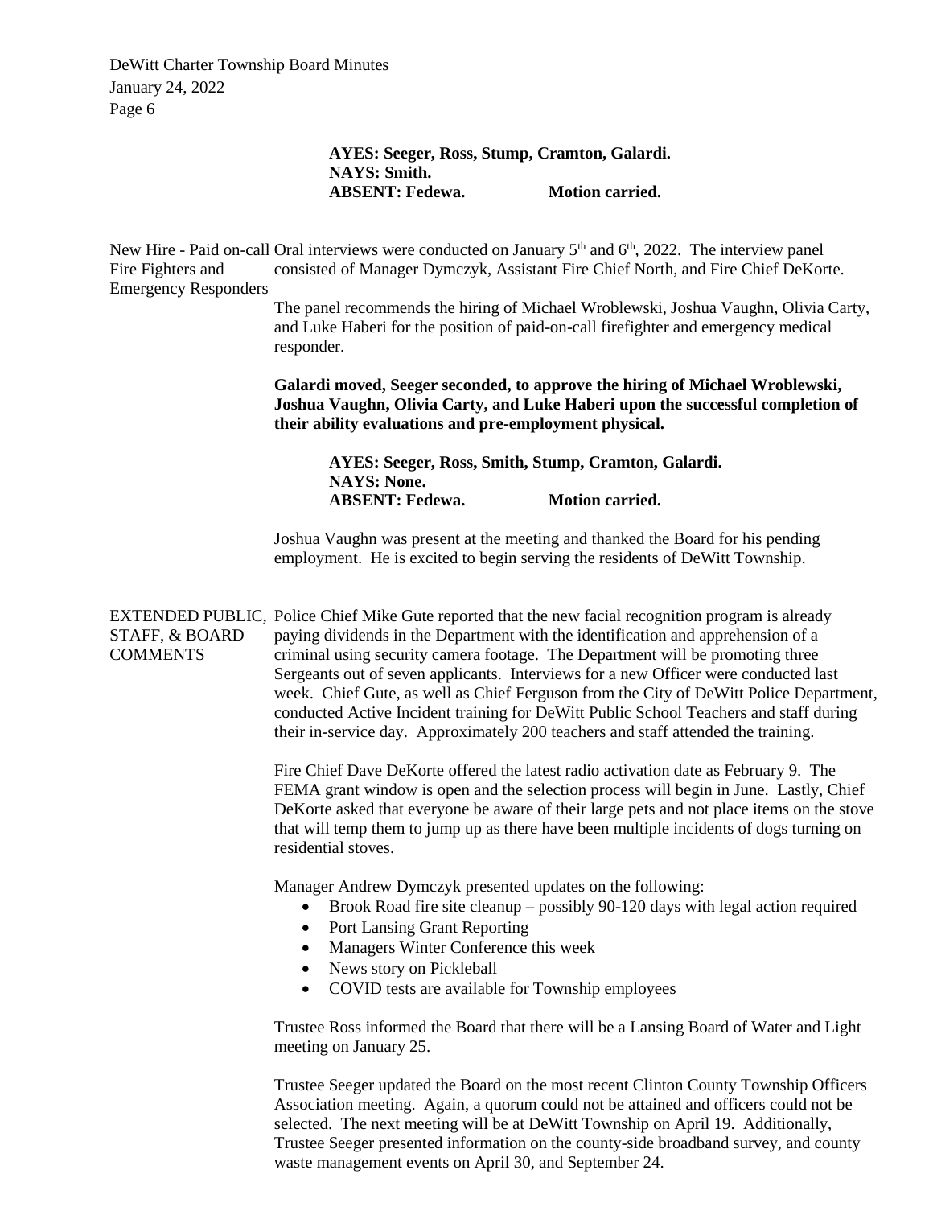**AYES: Seeger, Ross, Stump, Cramton, Galardi.**
**NAYS: Smith.**
**ABSENT: Fedewa. Motion carried.**

New Hire - Paid on-call Fire Fighters and Emergency Responders

Oral interviews were conducted on January 5th and 6th, 2022. The interview panel consisted of Manager Dymczyk, Assistant Fire Chief North, and Fire Chief DeKorte.

The panel recommends the hiring of Michael Wroblewski, Joshua Vaughn, Olivia Carty, and Luke Haberi for the position of paid-on-call firefighter and emergency medical responder.

**Galardi moved, Seeger seconded, to approve the hiring of Michael Wroblewski, Joshua Vaughn, Olivia Carty, and Luke Haberi upon the successful completion of their ability evaluations and pre-employment physical.**

**AYES: Seeger, Ross, Smith, Stump, Cramton, Galardi.**
**NAYS: None.**
**ABSENT: Fedewa. Motion carried.**

Joshua Vaughn was present at the meeting and thanked the Board for his pending employment. He is excited to begin serving the residents of DeWitt Township.

EXTENDED PUBLIC, STAFF, & BOARD COMMENTS

Police Chief Mike Gute reported that the new facial recognition program is already paying dividends in the Department with the identification and apprehension of a criminal using security camera footage. The Department will be promoting three Sergeants out of seven applicants. Interviews for a new Officer were conducted last week. Chief Gute, as well as Chief Ferguson from the City of DeWitt Police Department, conducted Active Incident training for DeWitt Public School Teachers and staff during their in-service day. Approximately 200 teachers and staff attended the training.

Fire Chief Dave DeKorte offered the latest radio activation date as February 9. The FEMA grant window is open and the selection process will begin in June. Lastly, Chief DeKorte asked that everyone be aware of their large pets and not place items on the stove that will temp them to jump up as there have been multiple incidents of dogs turning on residential stoves.

Manager Andrew Dymczyk presented updates on the following:

- Brook Road fire site cleanup – possibly 90-120 days with legal action required
- Port Lansing Grant Reporting
- Managers Winter Conference this week
- News story on Pickleball
- COVID tests are available for Township employees

Trustee Ross informed the Board that there will be a Lansing Board of Water and Light meeting on January 25.

Trustee Seeger updated the Board on the most recent Clinton County Township Officers Association meeting. Again, a quorum could not be attained and officers could not be selected. The next meeting will be at DeWitt Township on April 19. Additionally, Trustee Seeger presented information on the county-side broadband survey, and county waste management events on April 30, and September 24.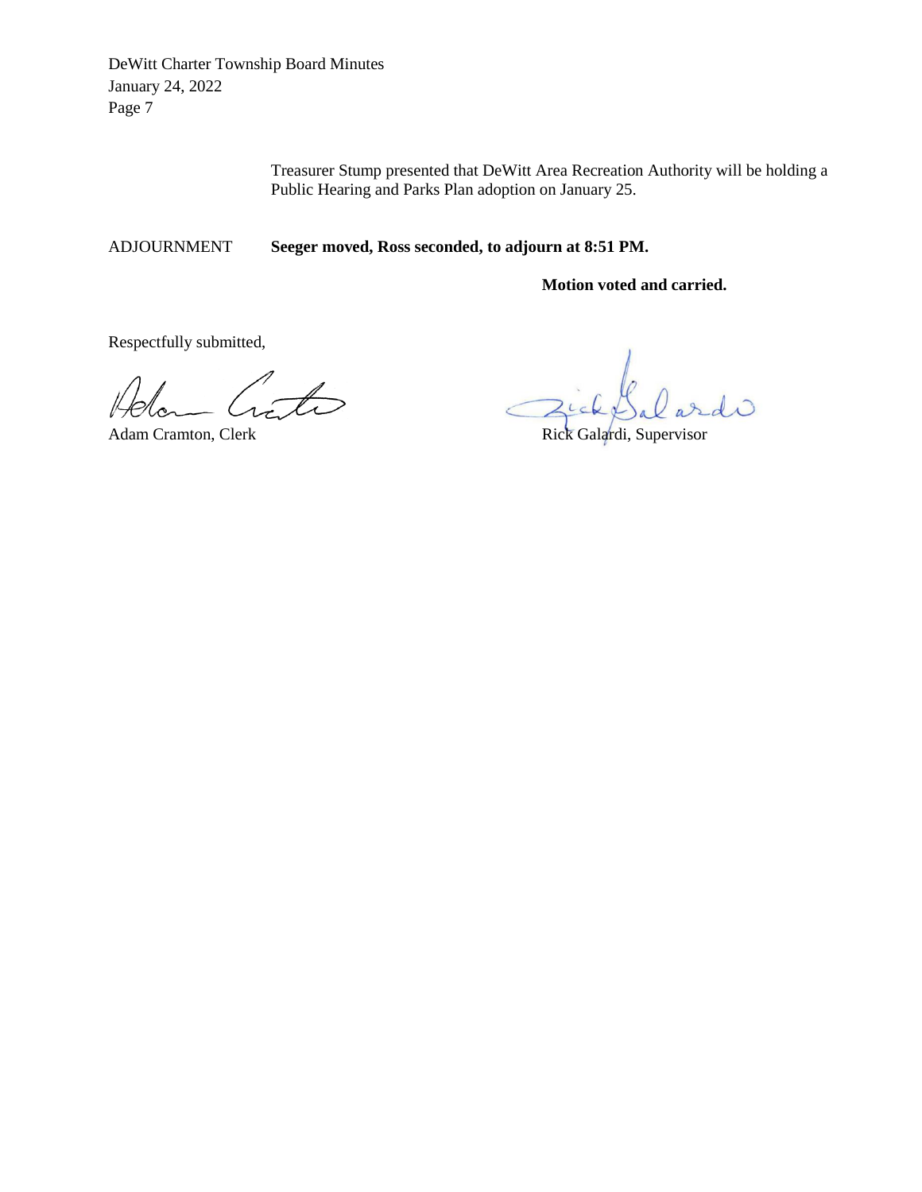Treasurer Stump presented that DeWitt Area Recreation Authority will be holding a Public Hearing and Parks Plan adoption on January 25.

ADJOURNMENT **Seeger moved, Ross seconded, to adjourn at 8:51 PM.**

**Motion voted and carried.**

Respectfully submitted,

Adam Cramton, Clerk

Rick Galardi, Supervisor